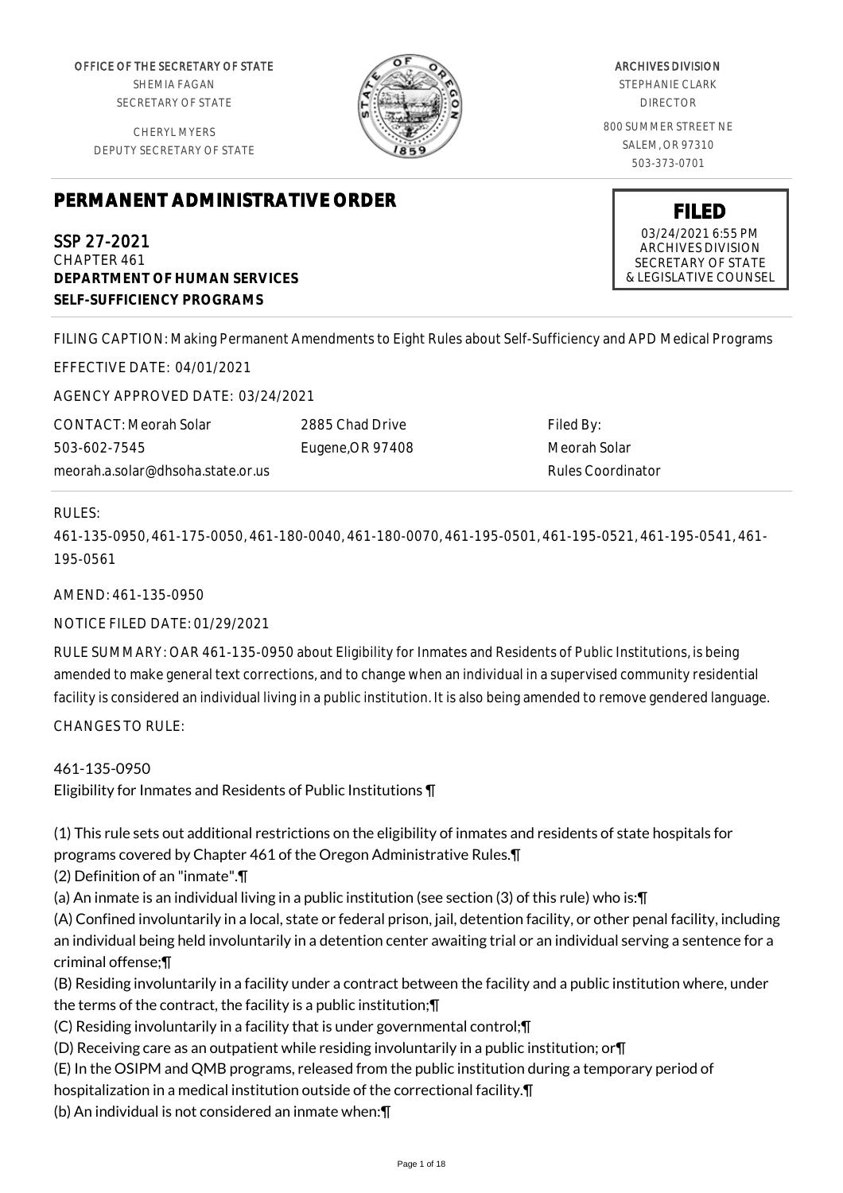OFFICE OF THE SECRETARY OF STATE
SHEMIA FAGAN
SECRETARY OF STATE

CHERYL MYERS
DEPUTY SECRETARY OF STATE

ARCHIVES DIVISION
STEPHANIE CLARK
DIRECTOR

800 SUMMER STREET NE
SALEM, OR 97310
503-373-0701

# PERMANENT ADMINISTRATIVE ORDER

**FILED**
03/24/2021 6:55 PM
ARCHIVES DIVISION
SECRETARY OF STATE
& LEGISLATIVE COUNSEL

SSP 27-2021
CHAPTER 461
**DEPARTMENT OF HUMAN SERVICES**
**SELF-SUFFICIENCY PROGRAMS**

FILING CAPTION: Making Permanent Amendments to Eight Rules about Self-Sufficiency and APD Medical Programs

EFFECTIVE DATE: 04/01/2021

AGENCY APPROVED DATE: 03/24/2021

CONTACT: Meorah Solar
503-602-7545
meorah.a.solar@dhsoha.state.or.us

2885 Chad Drive
Eugene,OR 97408

Filed By:
Meorah Solar
Rules Coordinator

RULES:

461-135-0950, 461-175-0050, 461-180-0040, 461-180-0070, 461-195-0501, 461-195-0521, 461-195-0541, 461-195-0561

AMEND: 461-135-0950

NOTICE FILED DATE: 01/29/2021

RULE SUMMARY: OAR 461-135-0950 about Eligibility for Inmates and Residents of Public Institutions, is being amended to make general text corrections, and to change when an individual in a supervised community residential facility is considered an individual living in a public institution. It is also being amended to remove gendered language.

CHANGES TO RULE:

461-135-0950
Eligibility for Inmates and Residents of Public Institutions ¶

(1) This rule sets out additional restrictions on the eligibility of inmates and residents of state hospitals for programs covered by Chapter 461 of the Oregon Administrative Rules.¶
(2) Definition of an "inmate".¶
(a) An inmate is an individual living in a public institution (see section (3) of this rule) who is:¶
(A) Confined involuntarily in a local, state or federal prison, jail, detention facility, or other penal facility, including an individual being held involuntarily in a detention center awaiting trial or an individual serving a sentence for a criminal offense;¶
(B) Residing involuntarily in a facility under a contract between the facility and a public institution where, under the terms of the contract, the facility is a public institution;¶
(C) Residing involuntarily in a facility that is under governmental control;¶
(D) Receiving care as an outpatient while residing involuntarily in a public institution; or¶
(E) In the OSIPM and QMB programs, released from the public institution during a temporary period of hospitalization in a medical institution outside of the correctional facility.¶
(b) An individual is not considered an inmate when:¶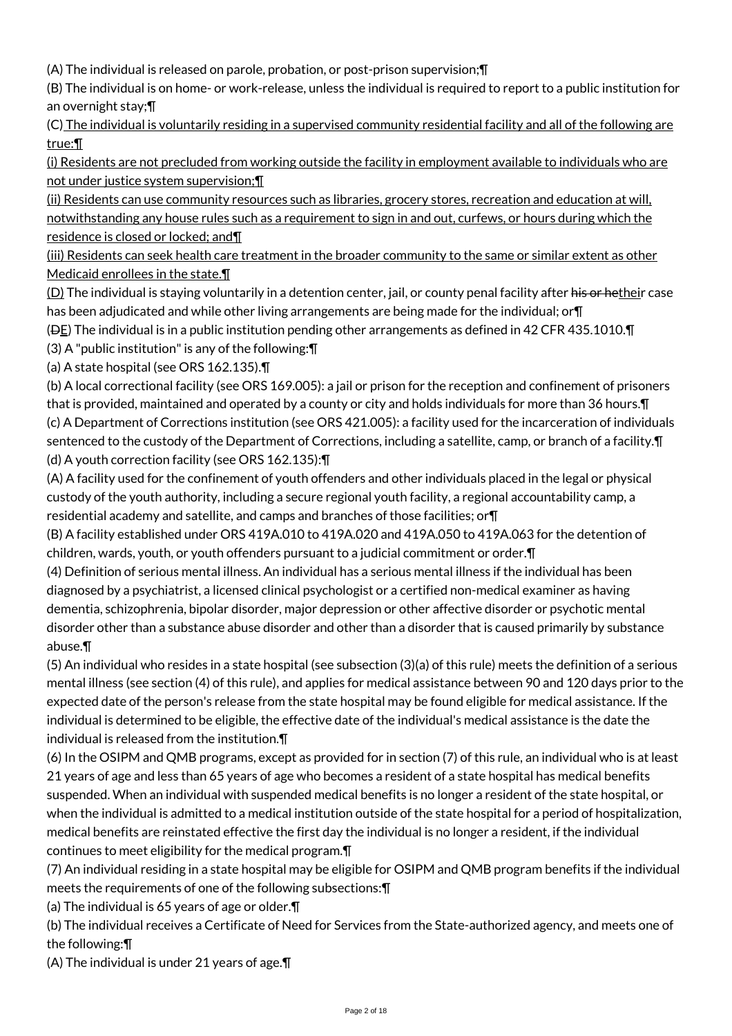(A) The individual is released on parole, probation, or post-prison supervision;¶

(B) The individual is on home- or work-release, unless the individual is required to report to a public institution for an overnight stay;¶

(C) The individual is voluntarily residing in a supervised community residential facility and all of the following are true:¶

(i) Residents are not precluded from working outside the facility in employment available to individuals who are not under justice system supervision;¶

(ii) Residents can use community resources such as libraries, grocery stores, recreation and education at will, notwithstanding any house rules such as a requirement to sign in and out, curfews, or hours during which the residence is closed or locked; and¶

(iii) Residents can seek health care treatment in the broader community to the same or similar extent as other Medicaid enrollees in the state.¶

(D) The individual is staying voluntarily in a detention center, jail, or county penal facility after ~~his or he~~their case has been adjudicated and while other living arrangements are being made for the individual; or¶

(~~D~~E) The individual is in a public institution pending other arrangements as defined in 42 CFR 435.1010.¶

(3) A "public institution" is any of the following:¶

(a) A state hospital (see ORS 162.135).¶

(b) A local correctional facility (see ORS 169.005): a jail or prison for the reception and confinement of prisoners that is provided, maintained and operated by a county or city and holds individuals for more than 36 hours.¶

(c) A Department of Corrections institution (see ORS 421.005): a facility used for the incarceration of individuals sentenced to the custody of the Department of Corrections, including a satellite, camp, or branch of a facility.¶

(d) A youth correction facility (see ORS 162.135):¶

(A) A facility used for the confinement of youth offenders and other individuals placed in the legal or physical custody of the youth authority, including a secure regional youth facility, a regional accountability camp, a residential academy and satellite, and camps and branches of those facilities; or¶

(B) A facility established under ORS 419A.010 to 419A.020 and 419A.050 to 419A.063 for the detention of children, wards, youth, or youth offenders pursuant to a judicial commitment or order.¶

(4) Definition of serious mental illness. An individual has a serious mental illness if the individual has been diagnosed by a psychiatrist, a licensed clinical psychologist or a certified non-medical examiner as having dementia, schizophrenia, bipolar disorder, major depression or other affective disorder or psychotic mental disorder other than a substance abuse disorder and other than a disorder that is caused primarily by substance abuse.¶

(5) An individual who resides in a state hospital (see subsection (3)(a) of this rule) meets the definition of a serious mental illness (see section (4) of this rule), and applies for medical assistance between 90 and 120 days prior to the expected date of the person's release from the state hospital may be found eligible for medical assistance. If the individual is determined to be eligible, the effective date of the individual's medical assistance is the date the individual is released from the institution.¶

(6) In the OSIPM and QMB programs, except as provided for in section (7) of this rule, an individual who is at least 21 years of age and less than 65 years of age who becomes a resident of a state hospital has medical benefits suspended. When an individual with suspended medical benefits is no longer a resident of the state hospital, or when the individual is admitted to a medical institution outside of the state hospital for a period of hospitalization, medical benefits are reinstated effective the first day the individual is no longer a resident, if the individual continues to meet eligibility for the medical program.¶

(7) An individual residing in a state hospital may be eligible for OSIPM and QMB program benefits if the individual meets the requirements of one of the following subsections:¶

(a) The individual is 65 years of age or older.¶

(b) The individual receives a Certificate of Need for Services from the State-authorized agency, and meets one of the following:¶

(A) The individual is under 21 years of age.¶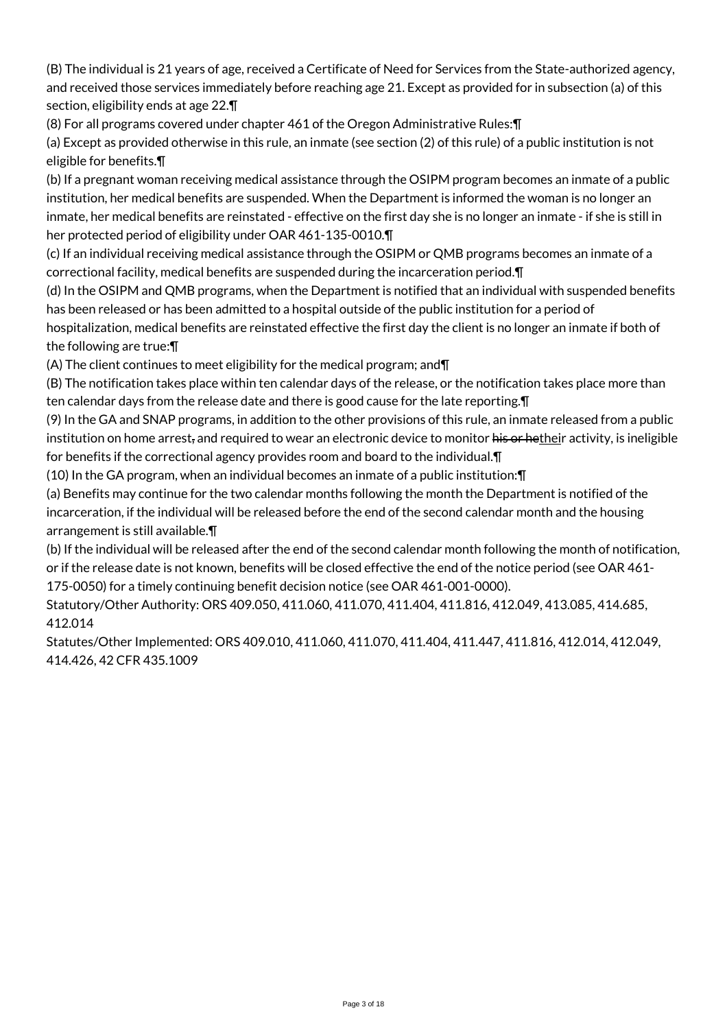(B) The individual is 21 years of age, received a Certificate of Need for Services from the State-authorized agency, and received those services immediately before reaching age 21. Except as provided for in subsection (a) of this section, eligibility ends at age 22.¶

(8) For all programs covered under chapter 461 of the Oregon Administrative Rules:¶

(a) Except as provided otherwise in this rule, an inmate (see section (2) of this rule) of a public institution is not eligible for benefits.¶

(b) If a pregnant woman receiving medical assistance through the OSIPM program becomes an inmate of a public institution, her medical benefits are suspended. When the Department is informed the woman is no longer an inmate, her medical benefits are reinstated - effective on the first day she is no longer an inmate - if she is still in her protected period of eligibility under OAR 461-135-0010.¶

(c) If an individual receiving medical assistance through the OSIPM or QMB programs becomes an inmate of a correctional facility, medical benefits are suspended during the incarceration period.¶

(d) In the OSIPM and QMB programs, when the Department is notified that an individual with suspended benefits has been released or has been admitted to a hospital outside of the public institution for a period of hospitalization, medical benefits are reinstated effective the first day the client is no longer an inmate if both of the following are true:¶

(A) The client continues to meet eligibility for the medical program; and¶

(B) The notification takes place within ten calendar days of the release, or the notification takes place more than ten calendar days from the release date and there is good cause for the late reporting.¶

(9) In the GA and SNAP programs, in addition to the other provisions of this rule, an inmate released from a public institution on home arrest~~,~~ and required to wear an electronic device to monitor ~~his or he~~their activity, is ineligible for benefits if the correctional agency provides room and board to the individual.¶

(10) In the GA program, when an individual becomes an inmate of a public institution:¶

(a) Benefits may continue for the two calendar months following the month the Department is notified of the incarceration, if the individual will be released before the end of the second calendar month and the housing arrangement is still available.¶

(b) If the individual will be released after the end of the second calendar month following the month of notification, or if the release date is not known, benefits will be closed effective the end of the notice period (see OAR 461-175-0050) for a timely continuing benefit decision notice (see OAR 461-001-0000).

Statutory/Other Authority: ORS 409.050, 411.060, 411.070, 411.404, 411.816, 412.049, 413.085, 414.685, 412.014

Statutes/Other Implemented: ORS 409.010, 411.060, 411.070, 411.404, 411.447, 411.816, 412.014, 412.049, 414.426, 42 CFR 435.1009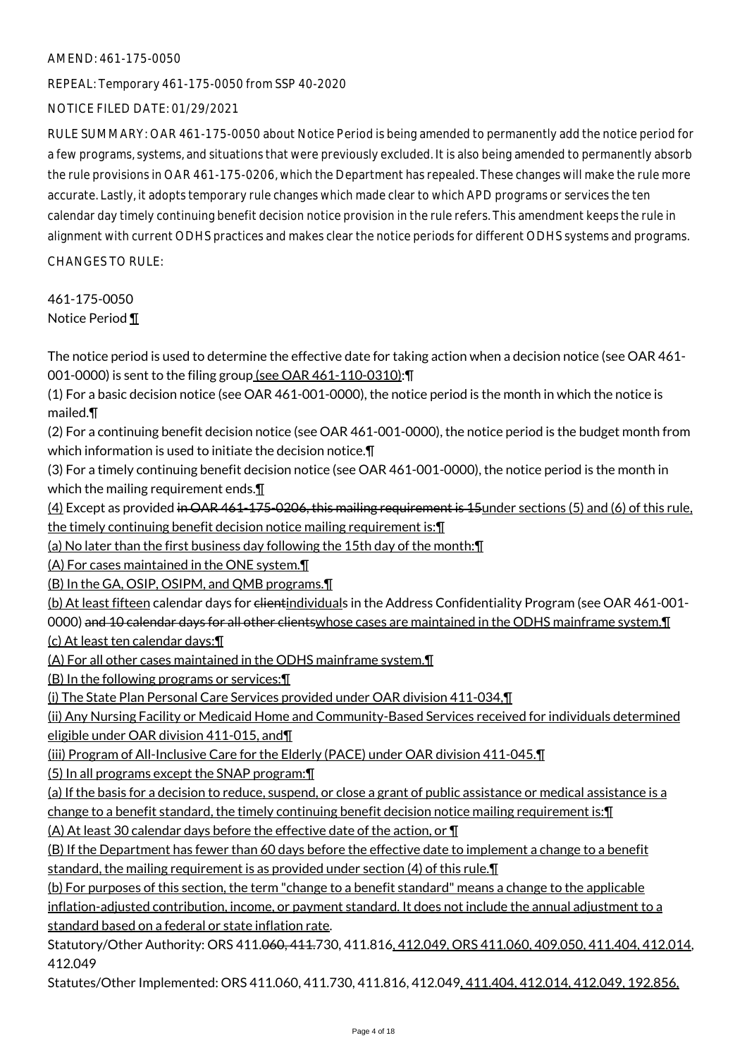AMEND: 461-175-0050

REPEAL: Temporary 461-175-0050 from SSP 40-2020

NOTICE FILED DATE: 01/29/2021

RULE SUMMARY: OAR 461-175-0050 about Notice Period is being amended to permanently add the notice period for a few programs, systems, and situations that were previously excluded. It is also being amended to permanently absorb the rule provisions in OAR 461-175-0206, which the Department has repealed. These changes will make the rule more accurate. Lastly, it adopts temporary rule changes which made clear to which APD programs or services the ten calendar day timely continuing benefit decision notice provision in the rule refers. This amendment keeps the rule in alignment with current ODHS practices and makes clear the notice periods for different ODHS systems and programs.

CHANGES TO RULE:

461-175-0050
Notice Period ¶

The notice period is used to determine the effective date for taking action when a decision notice (see OAR 461-001-0000) is sent to the filing group (see OAR 461-110-0310):¶
(1) For a basic decision notice (see OAR 461-001-0000), the notice period is the month in which the notice is mailed.¶
(2) For a continuing benefit decision notice (see OAR 461-001-0000), the notice period is the budget month from which information is used to initiate the decision notice.¶
(3) For a timely continuing benefit decision notice (see OAR 461-001-0000), the notice period is the month in which the mailing requirement ends.¶
(4) Except as provided ~~in OAR 461-175-0206, this mailing requirement is 15~~under sections (5) and (6) of this rule, the timely continuing benefit decision notice mailing requirement is:¶
(a) No later than the first business day following the 15th day of the month:¶
(A) For cases maintained in the ONE system.¶
(B) In the GA, OSIP, OSIPM, and QMB programs.¶
(b) At least fifteen calendar days for ~~client~~individuals in the Address Confidentiality Program (see OAR 461-001-0000) ~~and 10 calendar days for all other clients~~whose cases are maintained in the ODHS mainframe system.¶
(c) At least ten calendar days:¶
(A) For all other cases maintained in the ODHS mainframe system.¶
(B) In the following programs or services:¶
(i) The State Plan Personal Care Services provided under OAR division 411-034,¶
(ii) Any Nursing Facility or Medicaid Home and Community-Based Services received for individuals determined eligible under OAR division 411-015, and¶
(iii) Program of All-Inclusive Care for the Elderly (PACE) under OAR division 411-045.¶
(5) In all programs except the SNAP program:¶
(a) If the basis for a decision to reduce, suspend, or close a grant of public assistance or medical assistance is a change to a benefit standard, the timely continuing benefit decision notice mailing requirement is:¶
(A) At least 30 calendar days before the effective date of the action, or ¶
(B) If the Department has fewer than 60 days before the effective date to implement a change to a benefit standard, the mailing requirement is as provided under section (4) of this rule.¶
(b) For purposes of this section, the term "change to a benefit standard" means a change to the applicable inflation-adjusted contribution, income, or payment standard. It does not include the annual adjustment to a standard based on a federal or state inflation rate.

Statutory/Other Authority: ORS 411~~.060, 411~~.730, 411.816, 412.049, ORS 411.060, 409.050, 411.404, 412.014, 412.049

Statutes/Other Implemented: ORS 411.060, 411.730, 411.816, 412.049, 411.404, 412.014, 412.049, 192.856,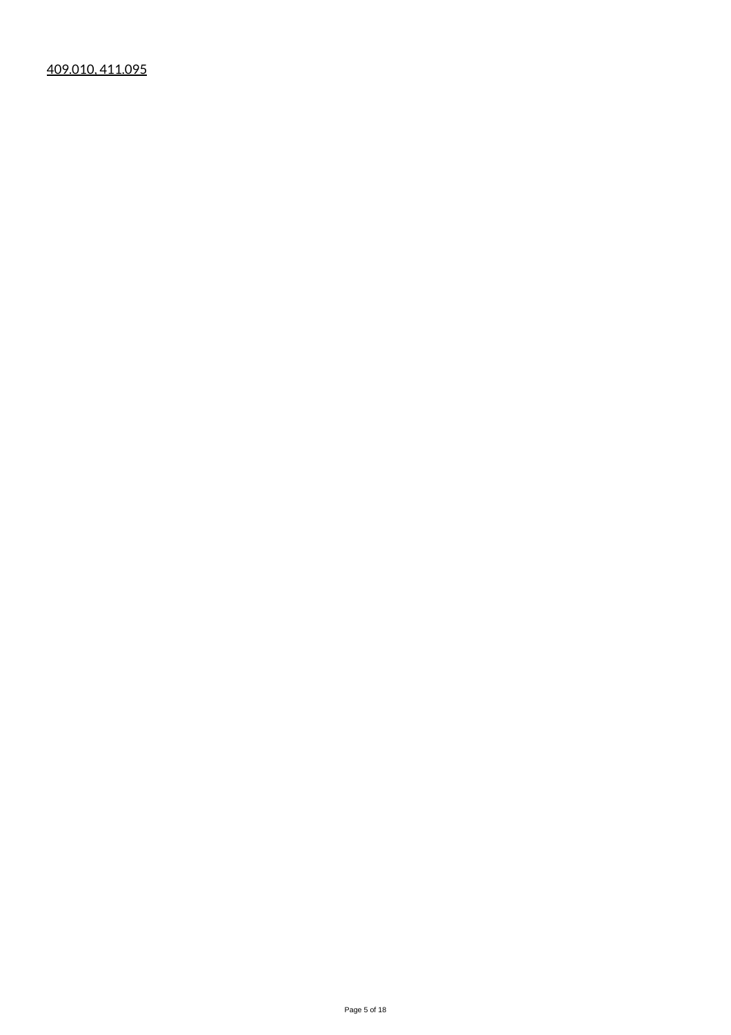409.010, 411.095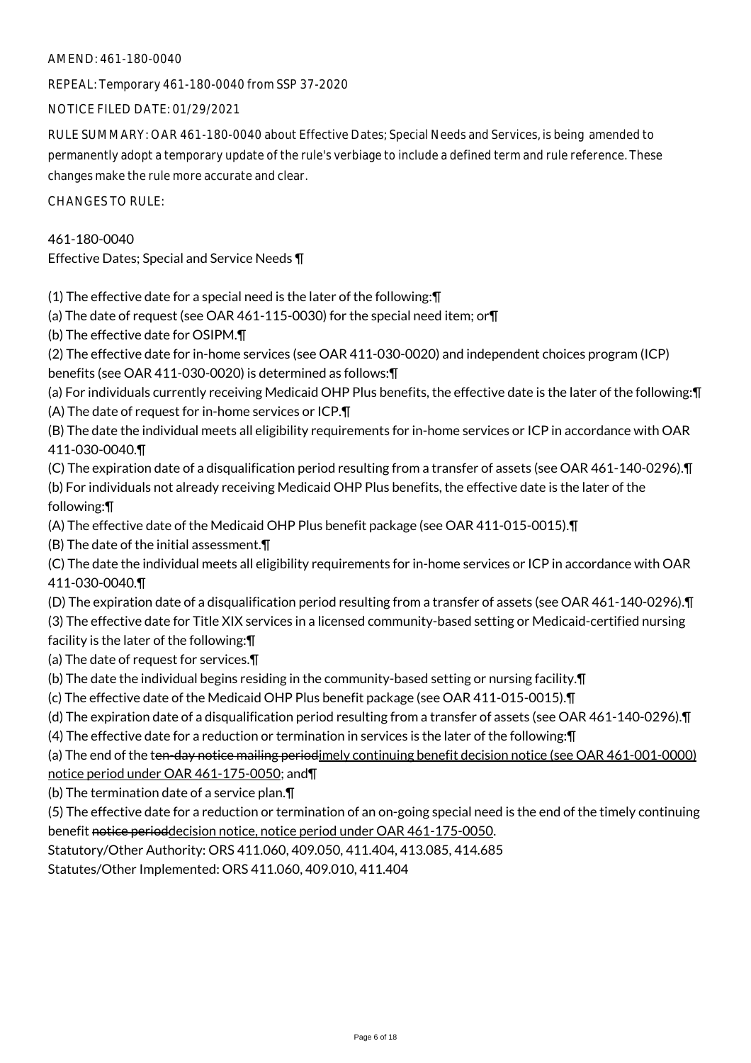AMEND: 461-180-0040

REPEAL: Temporary 461-180-0040 from SSP 37-2020

NOTICE FILED DATE: 01/29/2021

RULE SUMMARY: OAR 461-180-0040 about Effective Dates; Special Needs and Services, is being amended to permanently adopt a temporary update of the rule's verbiage to include a defined term and rule reference. These changes make the rule more accurate and clear.

CHANGES TO RULE:

461-180-0040
Effective Dates; Special and Service Needs ¶

(1) The effective date for a special need is the later of the following:¶
(a) The date of request (see OAR 461-115-0030) for the special need item; or¶
(b) The effective date for OSIPM.¶
(2) The effective date for in-home services (see OAR 411-030-0020) and independent choices program (ICP) benefits (see OAR 411-030-0020) is determined as follows:¶
(a) For individuals currently receiving Medicaid OHP Plus benefits, the effective date is the later of the following:¶
(A) The date of request for in-home services or ICP.¶
(B) The date the individual meets all eligibility requirements for in-home services or ICP in accordance with OAR 411-030-0040.¶
(C) The expiration date of a disqualification period resulting from a transfer of assets (see OAR 461-140-0296).¶
(b) For individuals not already receiving Medicaid OHP Plus benefits, the effective date is the later of the following:¶
(A) The effective date of the Medicaid OHP Plus benefit package (see OAR 411-015-0015).¶
(B) The date of the initial assessment.¶
(C) The date the individual meets all eligibility requirements for in-home services or ICP in accordance with OAR 411-030-0040.¶
(D) The expiration date of a disqualification period resulting from a transfer of assets (see OAR 461-140-0296).¶
(3) The effective date for Title XIX services in a licensed community-based setting or Medicaid-certified nursing facility is the later of the following:¶
(a) The date of request for services.¶
(b) The date the individual begins residing in the community-based setting or nursing facility.¶
(c) The effective date of the Medicaid OHP Plus benefit package (see OAR 411-015-0015).¶
(d) The expiration date of a disqualification period resulting from a transfer of assets (see OAR 461-140-0296).¶
(4) The effective date for a reduction or termination in services is the later of the following:¶
(a) The end of the t~~en-day notice mailing period~~imely continuing benefit decision notice (see OAR 461-001-0000) notice period under OAR 461-175-0050; and¶
(b) The termination date of a service plan.¶
(5) The effective date for a reduction or termination of an on-going special need is the end of the timely continuing benefit ~~notice period~~decision notice, notice period under OAR 461-175-0050.

Statutory/Other Authority: ORS 411.060, 409.050, 411.404, 413.085, 414.685

Statutes/Other Implemented: ORS 411.060, 409.010, 411.404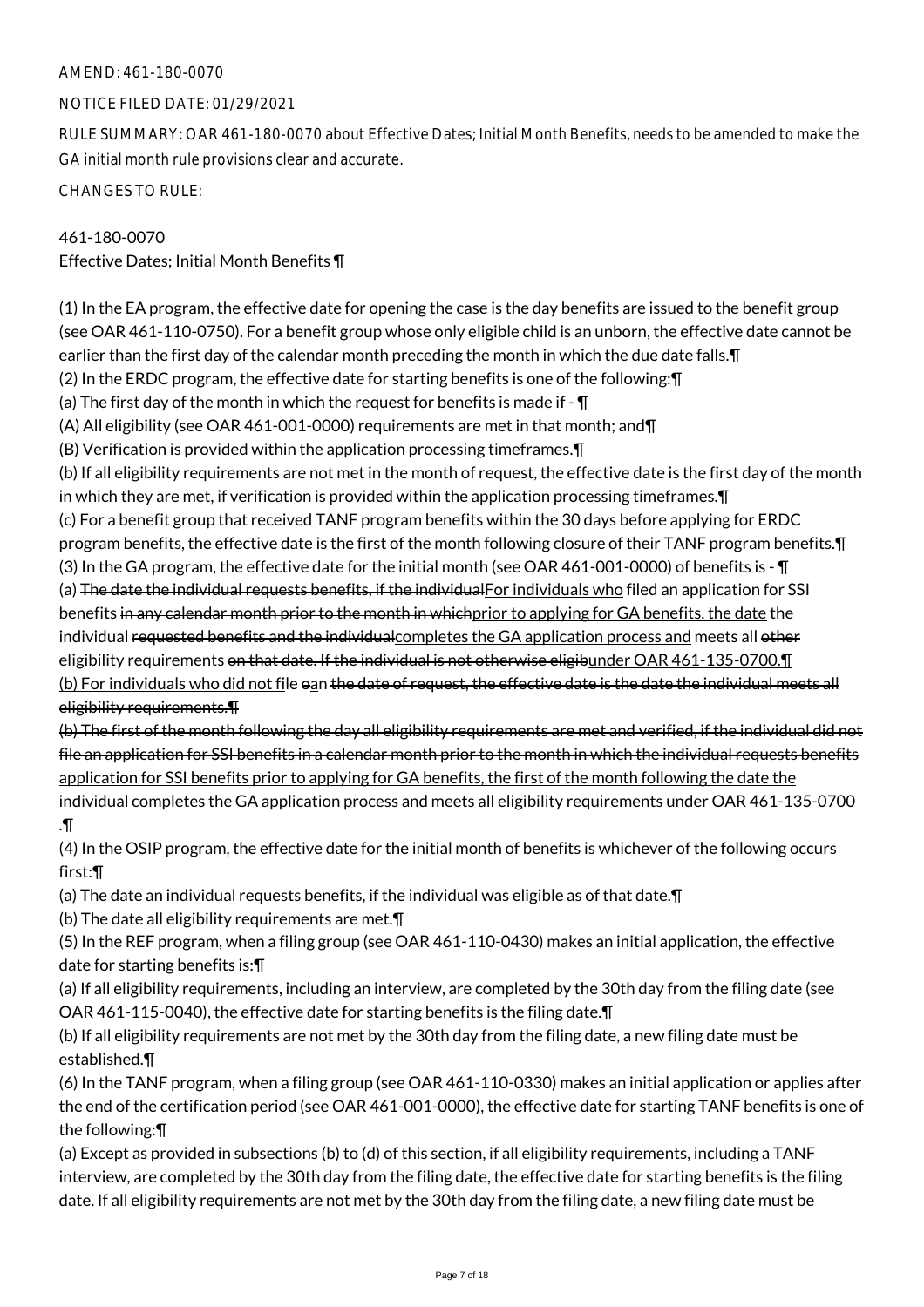AMEND: 461-180-0070

NOTICE FILED DATE: 01/29/2021

RULE SUMMARY: OAR 461-180-0070 about Effective Dates; Initial Month Benefits, needs to be amended to make the GA initial month rule provisions clear and accurate.

CHANGES TO RULE:

461-180-0070
Effective Dates; Initial Month Benefits ¶

(1) In the EA program, the effective date for opening the case is the day benefits are issued to the benefit group (see OAR 461-110-0750). For a benefit group whose only eligible child is an unborn, the effective date cannot be earlier than the first day of the calendar month preceding the month in which the due date falls.¶
(2) In the ERDC program, the effective date for starting benefits is one of the following:¶
(a) The first day of the month in which the request for benefits is made if - ¶
(A) All eligibility (see OAR 461-001-0000) requirements are met in that month; and¶
(B) Verification is provided within the application processing timeframes.¶
(b) If all eligibility requirements are not met in the month of request, the effective date is the first day of the month in which they are met, if verification is provided within the application processing timeframes.¶
(c) For a benefit group that received TANF program benefits within the 30 days before applying for ERDC program benefits, the effective date is the first of the month following closure of their TANF program benefits.¶
(3) In the GA program, the effective date for the initial month (see OAR 461-001-0000) of benefits is - ¶
(a) ~~The date the individual requests benefits, if the individual~~For individuals who filed an application for SSI benefits ~~in any calendar month prior to the month in which~~prior to applying for GA benefits, the date the individual ~~requested benefits and the individual~~completes the GA application process and meets all ~~other~~ eligibility requirements ~~on that date. If the individual is not otherwise eligib~~under OAR 461-135-0700.¶
(b) For individuals who did not file ~~o~~an ~~the date of request, the effective date is the date the individual meets all eligibility requirements.¶~~
~~(b) The first of the month following the day all eligibility requirements are met and verified, if the individual did not file an application for SSI benefits in a calendar month prior to the month in which the individual requests benefits~~ application for SSI benefits prior to applying for GA benefits, the first of the month following the date the individual completes the GA application process and meets all eligibility requirements under OAR 461-135-0700.¶
(4) In the OSIP program, the effective date for the initial month of benefits is whichever of the following occurs first:¶
(a) The date an individual requests benefits, if the individual was eligible as of that date.¶
(b) The date all eligibility requirements are met.¶
(5) In the REF program, when a filing group (see OAR 461-110-0430) makes an initial application, the effective date for starting benefits is:¶
(a) If all eligibility requirements, including an interview, are completed by the 30th day from the filing date (see OAR 461-115-0040), the effective date for starting benefits is the filing date.¶
(b) If all eligibility requirements are not met by the 30th day from the filing date, a new filing date must be established.¶
(6) In the TANF program, when a filing group (see OAR 461-110-0330) makes an initial application or applies after the end of the certification period (see OAR 461-001-0000), the effective date for starting TANF benefits is one of the following:¶
(a) Except as provided in subsections (b) to (d) of this section, if all eligibility requirements, including a TANF interview, are completed by the 30th day from the filing date, the effective date for starting benefits is the filing date. If all eligibility requirements are not met by the 30th day from the filing date, a new filing date must be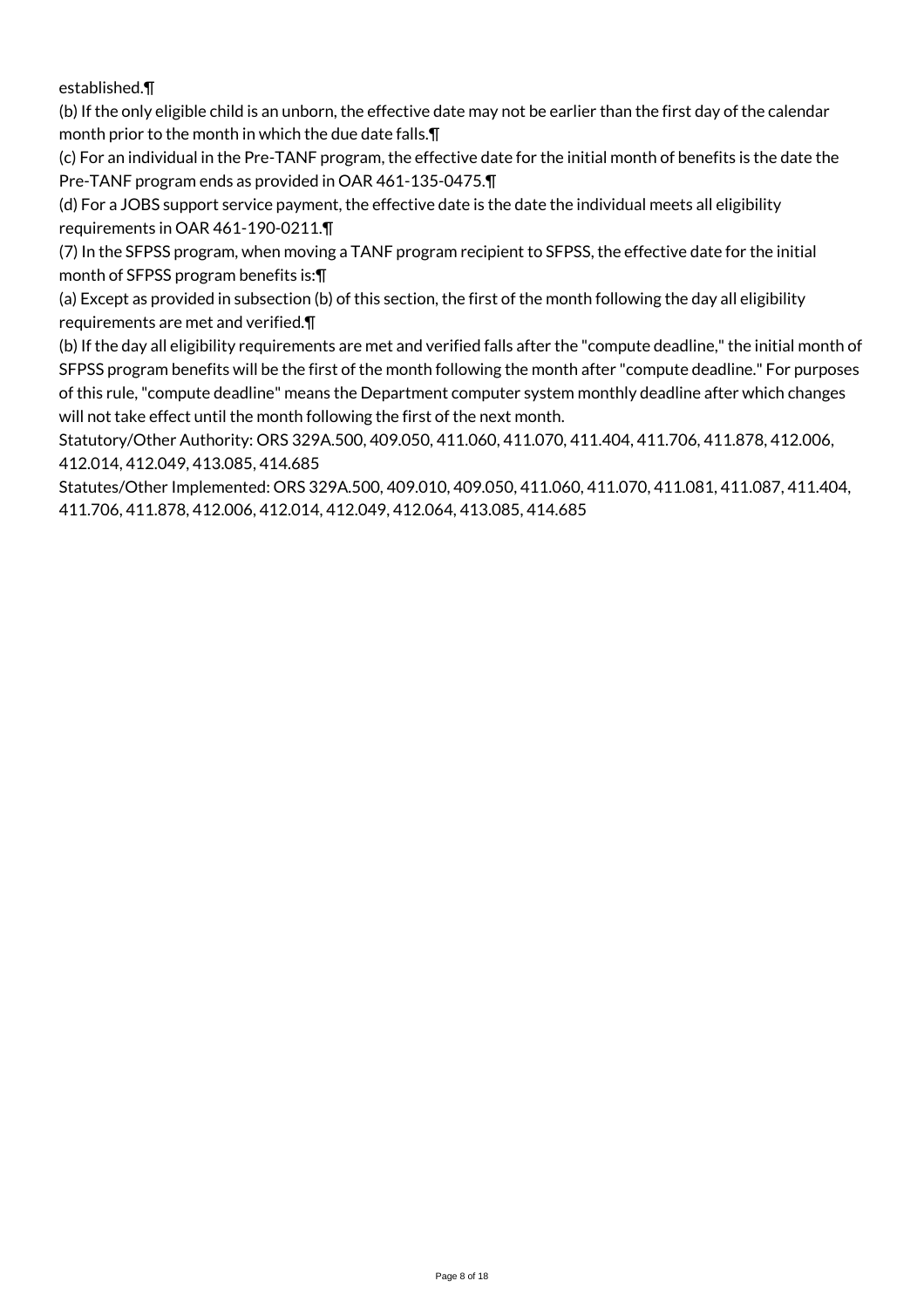established.¶

(b) If the only eligible child is an unborn, the effective date may not be earlier than the first day of the calendar month prior to the month in which the due date falls.¶

(c) For an individual in the Pre-TANF program, the effective date for the initial month of benefits is the date the Pre-TANF program ends as provided in OAR 461-135-0475.¶

(d) For a JOBS support service payment, the effective date is the date the individual meets all eligibility requirements in OAR 461-190-0211.¶

(7) In the SFPSS program, when moving a TANF program recipient to SFPSS, the effective date for the initial month of SFPSS program benefits is:¶

(a) Except as provided in subsection (b) of this section, the first of the month following the day all eligibility requirements are met and verified.¶

(b) If the day all eligibility requirements are met and verified falls after the "compute deadline," the initial month of SFPSS program benefits will be the first of the month following the month after "compute deadline." For purposes of this rule, "compute deadline" means the Department computer system monthly deadline after which changes will not take effect until the month following the first of the next month.

Statutory/Other Authority: ORS 329A.500, 409.050, 411.060, 411.070, 411.404, 411.706, 411.878, 412.006, 412.014, 412.049, 413.085, 414.685

Statutes/Other Implemented: ORS 329A.500, 409.010, 409.050, 411.060, 411.070, 411.081, 411.087, 411.404, 411.706, 411.878, 412.006, 412.014, 412.049, 412.064, 413.085, 414.685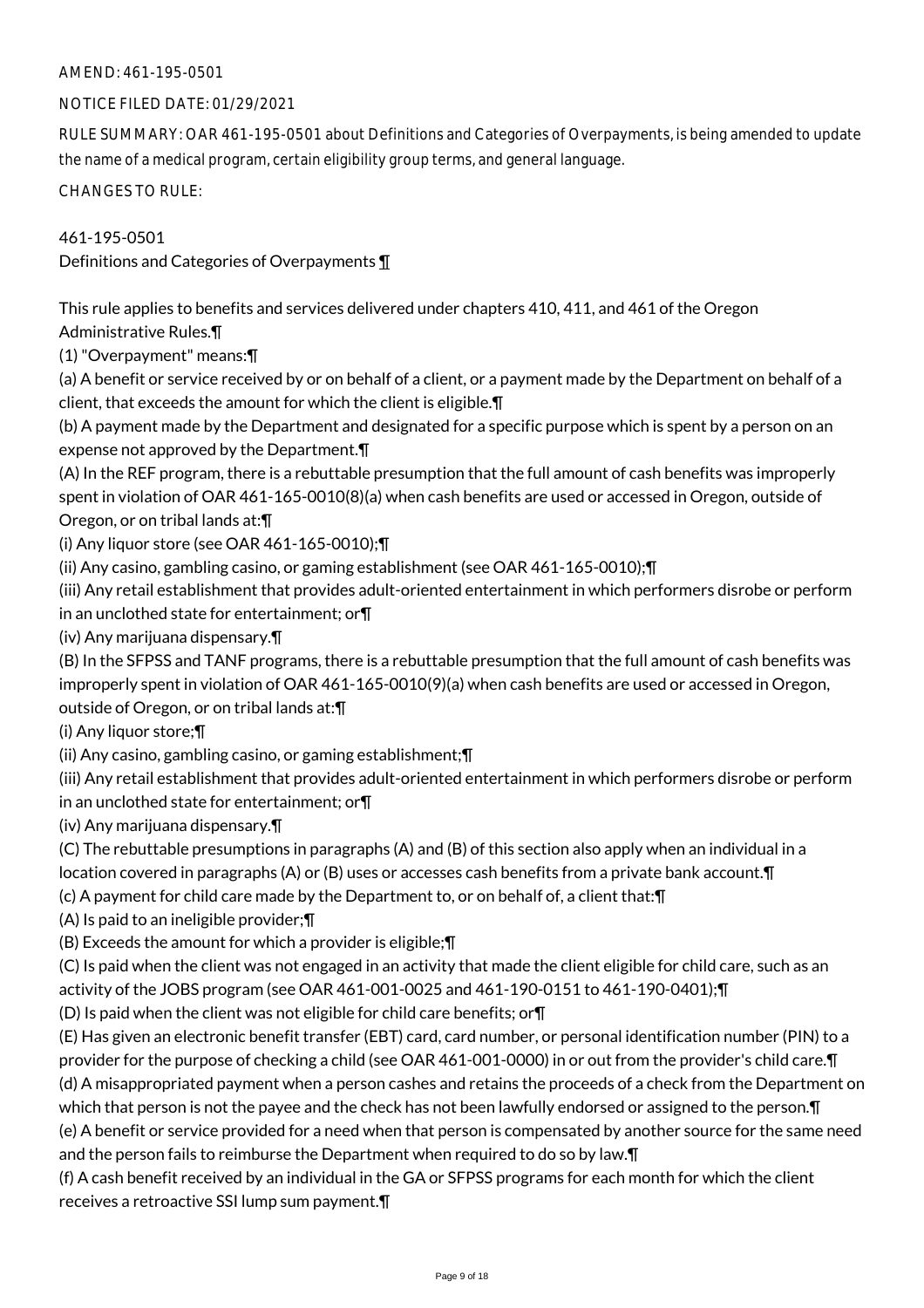AMEND: 461-195-0501

NOTICE FILED DATE: 01/29/2021

RULE SUMMARY: OAR 461-195-0501 about Definitions and Categories of Overpayments, is being amended to update the name of a medical program, certain eligibility group terms, and general language.

CHANGES TO RULE:

461-195-0501
Definitions and Categories of Overpayments ¶

This rule applies to benefits and services delivered under chapters 410, 411, and 461 of the Oregon Administrative Rules.¶

(1) "Overpayment" means:¶

(a) A benefit or service received by or on behalf of a client, or a payment made by the Department on behalf of a client, that exceeds the amount for which the client is eligible.¶

(b) A payment made by the Department and designated for a specific purpose which is spent by a person on an expense not approved by the Department.¶

(A) In the REF program, there is a rebuttable presumption that the full amount of cash benefits was improperly spent in violation of OAR 461-165-0010(8)(a) when cash benefits are used or accessed in Oregon, outside of Oregon, or on tribal lands at:¶

(i) Any liquor store (see OAR 461-165-0010);¶

(ii) Any casino, gambling casino, or gaming establishment (see OAR 461-165-0010);¶

(iii) Any retail establishment that provides adult-oriented entertainment in which performers disrobe or perform in an unclothed state for entertainment; or¶

(iv) Any marijuana dispensary.¶

(B) In the SFPSS and TANF programs, there is a rebuttable presumption that the full amount of cash benefits was improperly spent in violation of OAR 461-165-0010(9)(a) when cash benefits are used or accessed in Oregon, outside of Oregon, or on tribal lands at:¶

(i) Any liquor store;¶

(ii) Any casino, gambling casino, or gaming establishment;¶

(iii) Any retail establishment that provides adult-oriented entertainment in which performers disrobe or perform in an unclothed state for entertainment; or¶

(iv) Any marijuana dispensary.¶

(C) The rebuttable presumptions in paragraphs (A) and (B) of this section also apply when an individual in a location covered in paragraphs (A) or (B) uses or accesses cash benefits from a private bank account.¶

(c) A payment for child care made by the Department to, or on behalf of, a client that:¶

(A) Is paid to an ineligible provider;¶

(B) Exceeds the amount for which a provider is eligible;¶

(C) Is paid when the client was not engaged in an activity that made the client eligible for child care, such as an activity of the JOBS program (see OAR 461-001-0025 and 461-190-0151 to 461-190-0401);¶

(D) Is paid when the client was not eligible for child care benefits; or¶

(E) Has given an electronic benefit transfer (EBT) card, card number, or personal identification number (PIN) to a provider for the purpose of checking a child (see OAR 461-001-0000) in or out from the provider's child care.¶

(d) A misappropriated payment when a person cashes and retains the proceeds of a check from the Department on which that person is not the payee and the check has not been lawfully endorsed or assigned to the person.¶

(e) A benefit or service provided for a need when that person is compensated by another source for the same need and the person fails to reimburse the Department when required to do so by law.¶

(f) A cash benefit received by an individual in the GA or SFPSS programs for each month for which the client receives a retroactive SSI lump sum payment.¶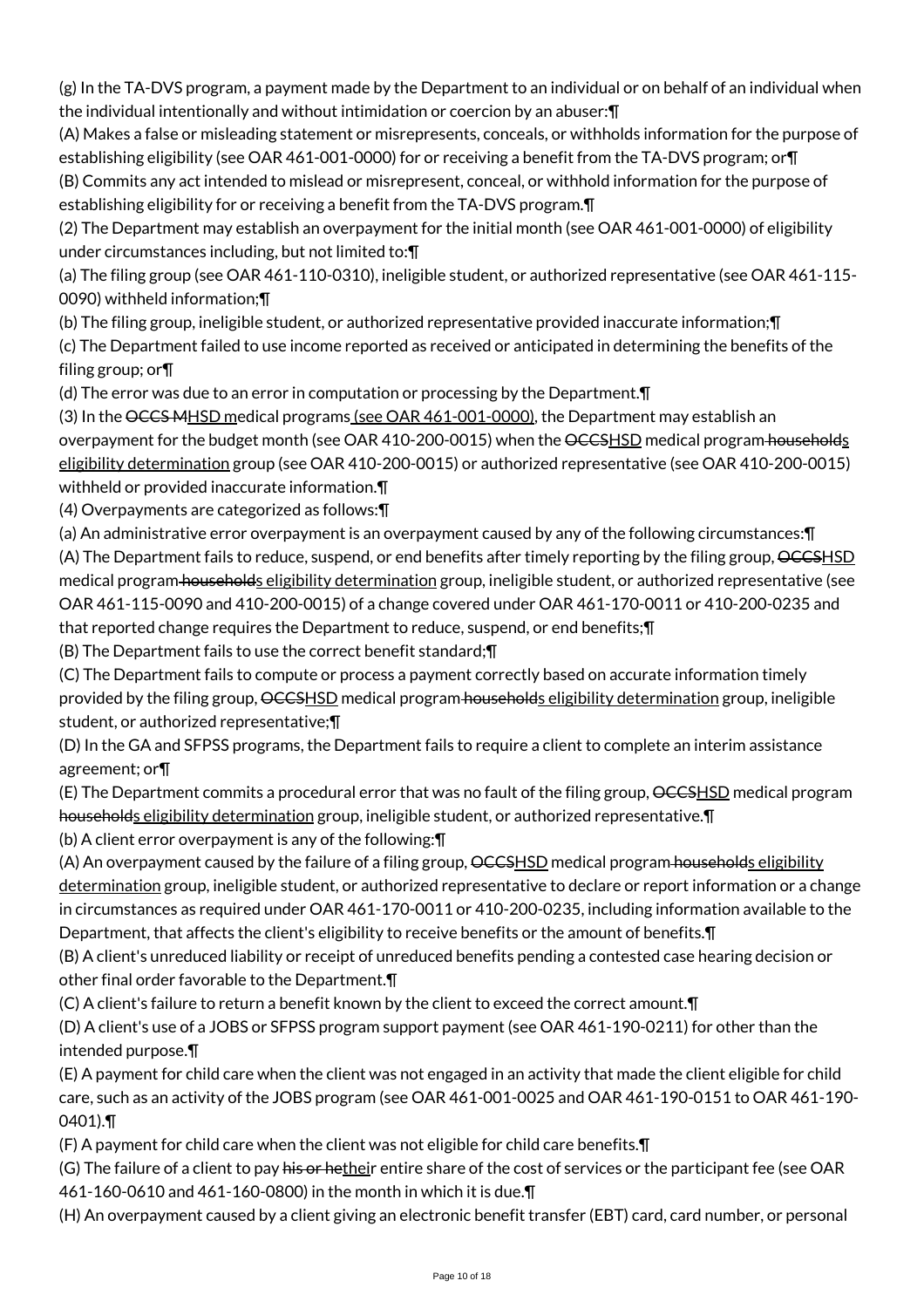(g) In the TA-DVS program, a payment made by the Department to an individual or on behalf of an individual when the individual intentionally and without intimidation or coercion by an abuser:¶

(A) Makes a false or misleading statement or misrepresents, conceals, or withholds information for the purpose of establishing eligibility (see OAR 461-001-0000) for or receiving a benefit from the TA-DVS program; or¶

(B) Commits any act intended to mislead or misrepresent, conceal, or withhold information for the purpose of establishing eligibility for or receiving a benefit from the TA-DVS program.¶

(2) The Department may establish an overpayment for the initial month (see OAR 461-001-0000) of eligibility under circumstances including, but not limited to:¶

(a) The filing group (see OAR 461-110-0310), ineligible student, or authorized representative (see OAR 461-115-0090) withheld information;¶

(b) The filing group, ineligible student, or authorized representative provided inaccurate information;¶

(c) The Department failed to use income reported as received or anticipated in determining the benefits of the filing group; or¶

(d) The error was due to an error in computation or processing by the Department.¶

(3) In the ~~OCCS M~~<u>HSD m</u>edical programs<u> (see OAR 461-001-0000)</u>, the Department may establish an overpayment for the budget month (see OAR 410-200-0015) when the ~~OCCS~~<u>HSD</u> medical program~~ household~~<u>s eligibility determination</u> group (see OAR 410-200-0015) or authorized representative (see OAR 410-200-0015) withheld or provided inaccurate information.¶

(4) Overpayments are categorized as follows:¶

(a) An administrative error overpayment is an overpayment caused by any of the following circumstances:¶

(A) The Department fails to reduce, suspend, or end benefits after timely reporting by the filing group, ~~OCCS~~<u>HSD</u> medical program~~ household~~<u>s eligibility determination</u> group, ineligible student, or authorized representative (see OAR 461-115-0090 and 410-200-0015) of a change covered under OAR 461-170-0011 or 410-200-0235 and that reported change requires the Department to reduce, suspend, or end benefits;¶

(B) The Department fails to use the correct benefit standard;¶

(C) The Department fails to compute or process a payment correctly based on accurate information timely provided by the filing group, ~~OCCS~~<u>HSD</u> medical program~~ household~~<u>s eligibility determination</u> group, ineligible student, or authorized representative;¶

(D) In the GA and SFPSS programs, the Department fails to require a client to complete an interim assistance agreement; or¶

(E) The Department commits a procedural error that was no fault of the filing group, ~~OCCS~~<u>HSD</u> medical program ~~household~~<u>s eligibility determination</u> group, ineligible student, or authorized representative.¶

(b) A client error overpayment is any of the following:¶

(A) An overpayment caused by the failure of a filing group, ~~OCCS~~<u>HSD</u> medical program~~ household~~<u>s eligibility determination</u> group, ineligible student, or authorized representative to declare or report information or a change in circumstances as required under OAR 461-170-0011 or 410-200-0235, including information available to the Department, that affects the client's eligibility to receive benefits or the amount of benefits.¶

(B) A client's unreduced liability or receipt of unreduced benefits pending a contested case hearing decision or other final order favorable to the Department.¶

(C) A client's failure to return a benefit known by the client to exceed the correct amount.¶

(D) A client's use of a JOBS or SFPSS program support payment (see OAR 461-190-0211) for other than the intended purpose.¶

(E) A payment for child care when the client was not engaged in an activity that made the client eligible for child care, such as an activity of the JOBS program (see OAR 461-001-0025 and OAR 461-190-0151 to OAR 461-190-0401).¶

(F) A payment for child care when the client was not eligible for child care benefits.¶

(G) The failure of a client to pay ~~his or he~~<u>thei</u>r entire share of the cost of services or the participant fee (see OAR 461-160-0610 and 461-160-0800) in the month in which it is due.¶

(H) An overpayment caused by a client giving an electronic benefit transfer (EBT) card, card number, or personal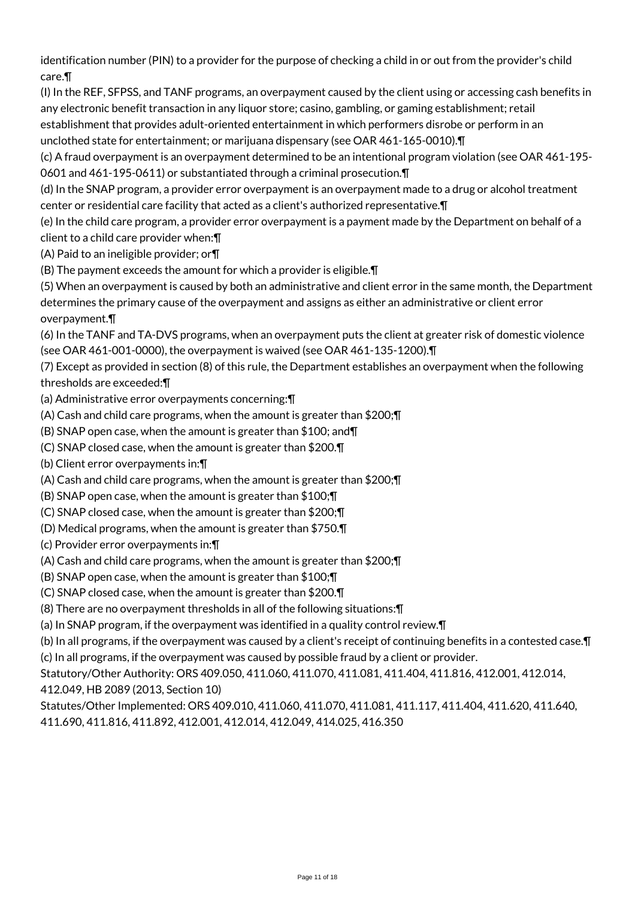identification number (PIN) to a provider for the purpose of checking a child in or out from the provider's child care.¶

(I) In the REF, SFPSS, and TANF programs, an overpayment caused by the client using or accessing cash benefits in any electronic benefit transaction in any liquor store; casino, gambling, or gaming establishment; retail establishment that provides adult-oriented entertainment in which performers disrobe or perform in an unclothed state for entertainment; or marijuana dispensary (see OAR 461-165-0010).¶

(c) A fraud overpayment is an overpayment determined to be an intentional program violation (see OAR 461-195-0601 and 461-195-0611) or substantiated through a criminal prosecution.¶

(d) In the SNAP program, a provider error overpayment is an overpayment made to a drug or alcohol treatment center or residential care facility that acted as a client's authorized representative.¶

(e) In the child care program, a provider error overpayment is a payment made by the Department on behalf of a client to a child care provider when:¶

(A) Paid to an ineligible provider; or¶

(B) The payment exceeds the amount for which a provider is eligible.¶

(5) When an overpayment is caused by both an administrative and client error in the same month, the Department determines the primary cause of the overpayment and assigns as either an administrative or client error overpayment.¶

(6) In the TANF and TA-DVS programs, when an overpayment puts the client at greater risk of domestic violence (see OAR 461-001-0000), the overpayment is waived (see OAR 461-135-1200).¶

(7) Except as provided in section (8) of this rule, the Department establishes an overpayment when the following thresholds are exceeded:¶

(a) Administrative error overpayments concerning:¶

(A) Cash and child care programs, when the amount is greater than $200;¶

(B) SNAP open case, when the amount is greater than $100; and¶

(C) SNAP closed case, when the amount is greater than $200.¶

(b) Client error overpayments in:¶

(A) Cash and child care programs, when the amount is greater than $200;¶

(B) SNAP open case, when the amount is greater than $100;¶

(C) SNAP closed case, when the amount is greater than $200;¶

(D) Medical programs, when the amount is greater than $750.¶

(c) Provider error overpayments in:¶

(A) Cash and child care programs, when the amount is greater than $200;¶

(B) SNAP open case, when the amount is greater than $100;¶

(C) SNAP closed case, when the amount is greater than $200.¶

(8) There are no overpayment thresholds in all of the following situations:¶

(a) In SNAP program, if the overpayment was identified in a quality control review.¶

(b) In all programs, if the overpayment was caused by a client's receipt of continuing benefits in a contested case.¶

(c) In all programs, if the overpayment was caused by possible fraud by a client or provider.

Statutory/Other Authority: ORS 409.050, 411.060, 411.070, 411.081, 411.404, 411.816, 412.001, 412.014, 412.049, HB 2089 (2013, Section 10)

Statutes/Other Implemented: ORS 409.010, 411.060, 411.070, 411.081, 411.117, 411.404, 411.620, 411.640, 411.690, 411.816, 411.892, 412.001, 412.014, 412.049, 414.025, 416.350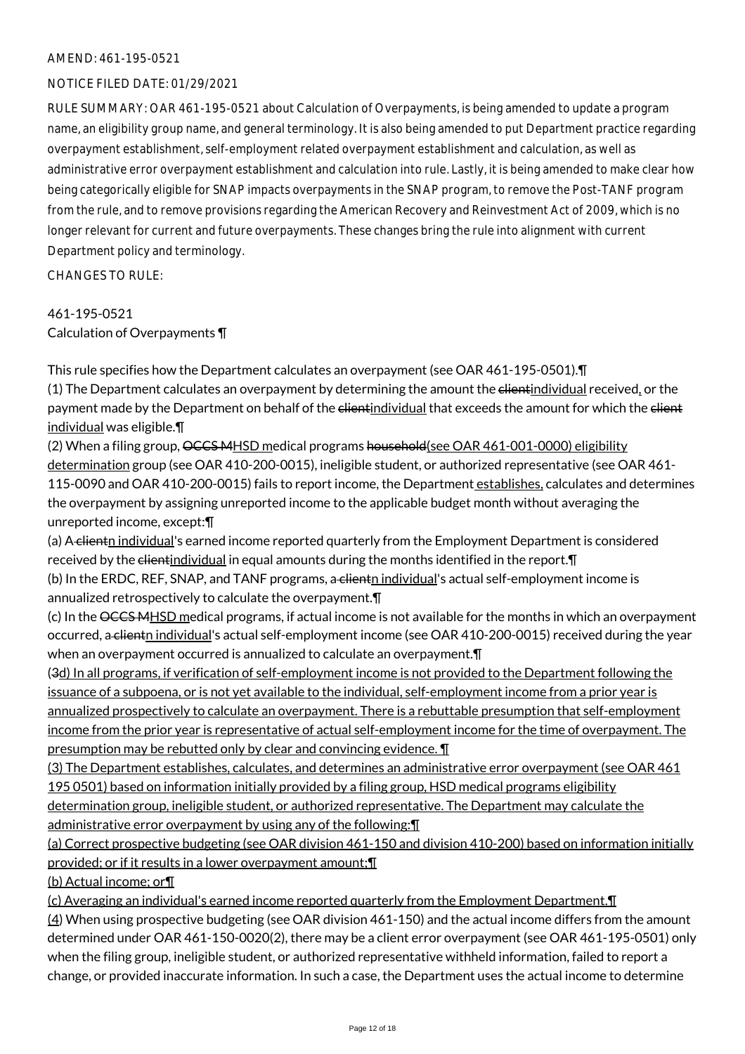AMEND: 461-195-0521

NOTICE FILED DATE: 01/29/2021

RULE SUMMARY: OAR 461-195-0521 about Calculation of Overpayments, is being amended to update a program name, an eligibility group name, and general terminology. It is also being amended to put Department practice regarding overpayment establishment, self-employment related overpayment establishment and calculation, as well as administrative error overpayment establishment and calculation into rule. Lastly, it is being amended to make clear how being categorically eligible for SNAP impacts overpayments in the SNAP program, to remove the Post-TANF program from the rule, and to remove provisions regarding the American Recovery and Reinvestment Act of 2009, which is no longer relevant for current and future overpayments. These changes bring the rule into alignment with current Department policy and terminology.

CHANGES TO RULE:

461-195-0521
Calculation of Overpayments ¶

This rule specifies how the Department calculates an overpayment (see OAR 461-195-0501).¶
(1) The Department calculates an overpayment by determining the amount the ~~client~~individual received, or the payment made by the Department on behalf of the ~~client~~individual that exceeds the amount for which the ~~client~~ individual was eligible.¶
(2) When a filing group, ~~OCCS M~~HSD medical programs ~~household~~(see OAR 461-001-0000) eligibility determination group (see OAR 410-200-0015), ineligible student, or authorized representative (see OAR 461-115-0090 and OAR 410-200-0015) fails to report income, the Department establishes, calculates and determines the overpayment by assigning unreported income to the applicable budget month without averaging the unreported income, except:¶
(a) A ~~client~~n individual's earned income reported quarterly from the Employment Department is considered received by the ~~client~~individual in equal amounts during the months identified in the report.¶
(b) In the ERDC, REF, SNAP, and TANF programs, a ~~client~~n individual's actual self-employment income is annualized retrospectively to calculate the overpayment.¶
(c) In the ~~OCCS M~~HSD medical programs, if actual income is not available for the months in which an overpayment occurred, a ~~client~~n individual's actual self-employment income (see OAR 410-200-0015) received during the year when an overpayment occurred is annualized to calculate an overpayment.¶
(~~3~~d) In all programs, if verification of self-employment income is not provided to the Department following the issuance of a subpoena, or is not yet available to the individual, self-employment income from a prior year is annualized prospectively to calculate an overpayment. There is a rebuttable presumption that self-employment income from the prior year is representative of actual self-employment income for the time of overpayment. The presumption may be rebutted only by clear and convincing evidence. ¶
(3) The Department establishes, calculates, and determines an administrative error overpayment (see OAR 461 195 0501) based on information initially provided by a filing group, HSD medical programs eligibility determination group, ineligible student, or authorized representative. The Department may calculate the administrative error overpayment by using any of the following:¶
(a) Correct prospective budgeting (see OAR division 461-150 and division 410-200) based on information initially provided; or if it results in a lower overpayment amount;¶
(b) Actual income; or¶
(c) Averaging an individual's earned income reported quarterly from the Employment Department.¶
(4) When using prospective budgeting (see OAR division 461-150) and the actual income differs from the amount determined under OAR 461-150-0020(2), there may be a client error overpayment (see OAR 461-195-0501) only when the filing group, ineligible student, or authorized representative withheld information, failed to report a change, or provided inaccurate information. In such a case, the Department uses the actual income to determine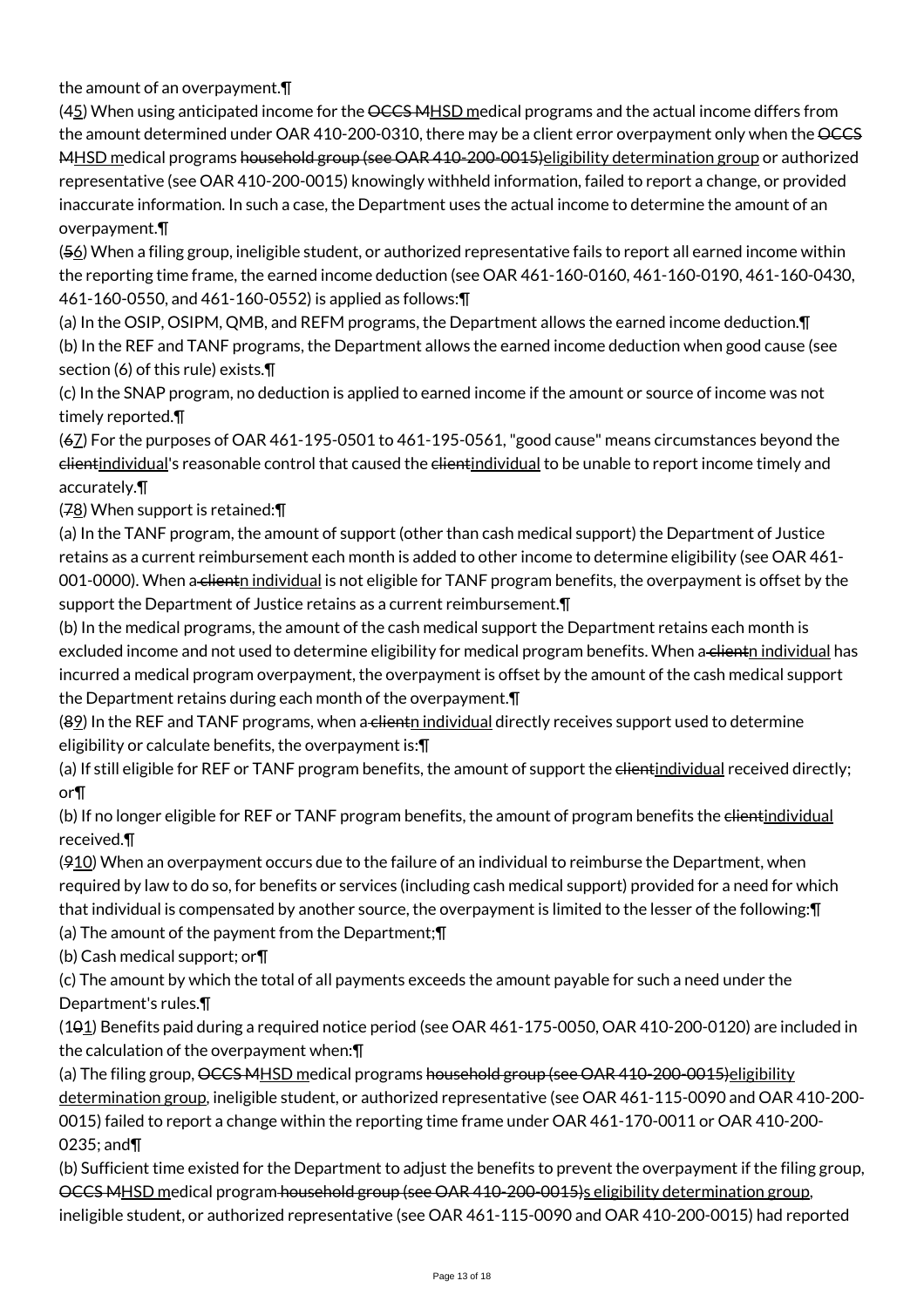the amount of an overpayment.¶

(~~4~~5) When using anticipated income for the ~~OCCS M~~HSD medical programs and the actual income differs from the amount determined under OAR 410-200-0310, there may be a client error overpayment only when the ~~OCCS M~~HSD medical programs ~~household group (see OAR 410-200-0015)~~eligibility determination group or authorized representative (see OAR 410-200-0015) knowingly withheld information, failed to report a change, or provided inaccurate information. In such a case, the Department uses the actual income to determine the amount of an overpayment.¶

(~~5~~6) When a filing group, ineligible student, or authorized representative fails to report all earned income within the reporting time frame, the earned income deduction (see OAR 461-160-0160, 461-160-0190, 461-160-0430, 461-160-0550, and 461-160-0552) is applied as follows:¶

(a) In the OSIP, OSIPM, QMB, and REFM programs, the Department allows the earned income deduction.¶

(b) In the REF and TANF programs, the Department allows the earned income deduction when good cause (see section (6) of this rule) exists.¶

(c) In the SNAP program, no deduction is applied to earned income if the amount or source of income was not timely reported.¶

(~~6~~7) For the purposes of OAR 461-195-0501 to 461-195-0561, "good cause" means circumstances beyond the ~~client~~individual's reasonable control that caused the ~~client~~individual to be unable to report income timely and accurately.¶

(~~7~~8) When support is retained:¶

(a) In the TANF program, the amount of support (other than cash medical support) the Department of Justice retains as a current reimbursement each month is added to other income to determine eligibility (see OAR 461-001-0000). When a~~ client~~n individual is not eligible for TANF program benefits, the overpayment is offset by the support the Department of Justice retains as a current reimbursement.¶

(b) In the medical programs, the amount of the cash medical support the Department retains each month is excluded income and not used to determine eligibility for medical program benefits. When a~~ client~~n individual has incurred a medical program overpayment, the overpayment is offset by the amount of the cash medical support the Department retains during each month of the overpayment.¶

(~~8~~9) In the REF and TANF programs, when a~~ client~~n individual directly receives support used to determine eligibility or calculate benefits, the overpayment is:¶

(a) If still eligible for REF or TANF program benefits, the amount of support the ~~client~~individual received directly; or¶

(b) If no longer eligible for REF or TANF program benefits, the amount of program benefits the ~~client~~individual received.¶

(~~9~~10) When an overpayment occurs due to the failure of an individual to reimburse the Department, when required by law to do so, for benefits or services (including cash medical support) provided for a need for which that individual is compensated by another source, the overpayment is limited to the lesser of the following:¶

(a) The amount of the payment from the Department;¶

(b) Cash medical support; or¶

(c) The amount by which the total of all payments exceeds the amount payable for such a need under the Department's rules.¶

(1~~0~~1) Benefits paid during a required notice period (see OAR 461-175-0050, OAR 410-200-0120) are included in the calculation of the overpayment when:¶

(a) The filing group, ~~OCCS M~~HSD medical programs ~~household group (see OAR 410-200-0015)~~eligibility determination group, ineligible student, or authorized representative (see OAR 461-115-0090 and OAR 410-200-0015) failed to report a change within the reporting time frame under OAR 461-170-0011 or OAR 410-200-0235; and¶

(b) Sufficient time existed for the Department to adjust the benefits to prevent the overpayment if the filing group, ~~OCCS M~~HSD medical program~~ household group (see OAR 410-200-0015)~~s eligibility determination group, ineligible student, or authorized representative (see OAR 461-115-0090 and OAR 410-200-0015) had reported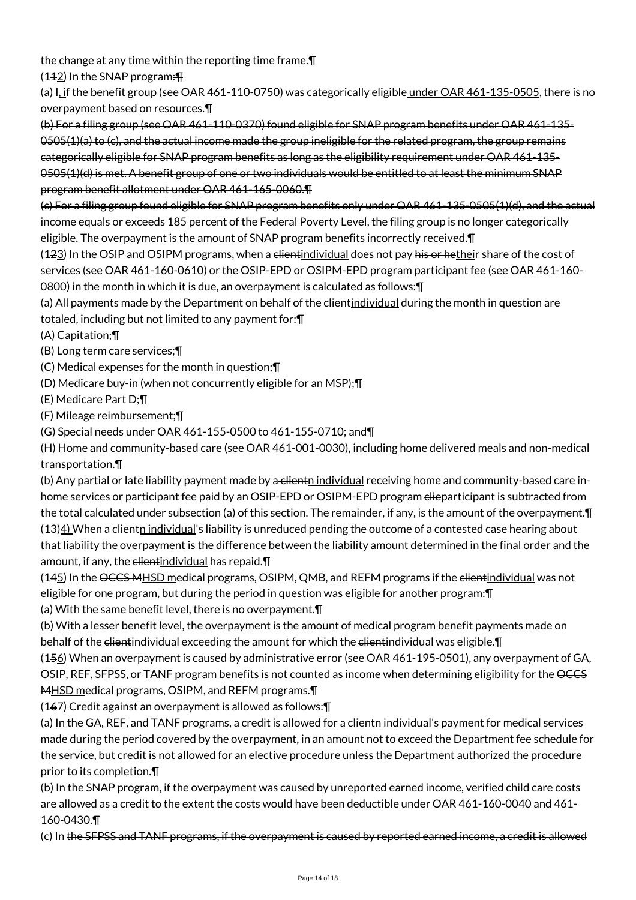the change at any time within the reporting time frame.¶

(1~~1~~<u>2</u>) In the SNAP program~~:¶~~

~~(a) I~~<u>, i</u>f the benefit group (see OAR 461-110-0750) was categorically eligible<u> under OAR 461-135-0505</u>, there is no overpayment based on resources~~.¶~~

~~(b) For a filing group (see OAR 461-110-0370) found eligible for SNAP program benefits under OAR 461-135-0505(1)(a) to (c), and the actual income made the group ineligible for the related program, the group remains categorically eligible for SNAP program benefits as long as the eligibility requirement under OAR 461-135-0505(1)(d) is met. A benefit group of one or two individuals would be entitled to at least the minimum SNAP program benefit allotment under OAR 461-165-0060.¶~~

~~(c) For a filing group found eligible for SNAP program benefits only under OAR 461-135-0505(1)(d), and the actual income equals or exceeds 185 percent of the Federal Poverty Level, the filing group is no longer categorically eligible. The overpayment is the amount of SNAP program benefits incorrectly received.~~¶

(1~~2~~<u>3</u>) In the OSIP and OSIPM programs, when a ~~client~~<u>individual</u> does not pay ~~his or he~~<u>thei</u>r share of the cost of services (see OAR 461-160-0610) or the OSIP-EPD or OSIPM-EPD program participant fee (see OAR 461-160-0800) in the month in which it is due, an overpayment is calculated as follows:¶

(a) All payments made by the Department on behalf of the ~~client~~<u>individual</u> during the month in question are totaled, including but not limited to any payment for:¶

(A) Capitation;¶

(B) Long term care services;¶

(C) Medical expenses for the month in question;¶

(D) Medicare buy-in (when not concurrently eligible for an MSP);¶

(E) Medicare Part D;¶

(F) Mileage reimbursement;¶

(G) Special needs under OAR 461-155-0500 to 461-155-0710; and¶

(H) Home and community-based care (see OAR 461-001-0030), including home delivered meals and non-medical transportation.¶

(b) Any partial or late liability payment made by a~~ client~~<u>n individual</u> receiving home and community-based care in-home services or participant fee paid by an OSIP-EPD or OSIPM-EPD program ~~clie~~<u>participa</u>nt is subtracted from the total calculated under subsection (a) of this section. The remainder, if any, is the amount of the overpayment.¶

(1~~3)~~<u>4)</u> When a~~ client~~<u>n individual</u>'s liability is unreduced pending the outcome of a contested case hearing about that liability the overpayment is the difference between the liability amount determined in the final order and the amount, if any, the ~~client~~<u>individual</u> has repaid.¶

(1~~4~~<u>5</u>) In the ~~OCCS M~~<u>HSD m</u>edical programs, OSIPM, QMB, and REFM programs if the ~~client~~<u>individual</u> was not eligible for one program, but during the period in question was eligible for another program:¶

(a) With the same benefit level, there is no overpayment.¶

(b) With a lesser benefit level, the overpayment is the amount of medical program benefit payments made on behalf of the ~~client~~<u>individual</u> exceeding the amount for which the ~~client~~<u>individual</u> was eligible.¶

(1~~5~~<u>6</u>) When an overpayment is caused by administrative error (see OAR 461-195-0501), any overpayment of GA, OSIP, REF, SFPSS, or TANF program benefits is not counted as income when determining eligibility for the ~~OCCS M~~<u>HSD m</u>edical programs, OSIPM, and REFM programs.¶

(1~~6~~<u>7</u>) Credit against an overpayment is allowed as follows:¶

(a) In the GA, REF, and TANF programs, a credit is allowed for a~~ client~~<u>n individual</u>'s payment for medical services made during the period covered by the overpayment, in an amount not to exceed the Department fee schedule for the service, but credit is not allowed for an elective procedure unless the Department authorized the procedure prior to its completion.¶

(b) In the SNAP program, if the overpayment was caused by unreported earned income, verified child care costs are allowed as a credit to the extent the costs would have been deductible under OAR 461-160-0040 and 461-160-0430.¶

(c) In ~~the SFPSS and TANF programs, if the overpayment is caused by reported earned income, a credit is allowed~~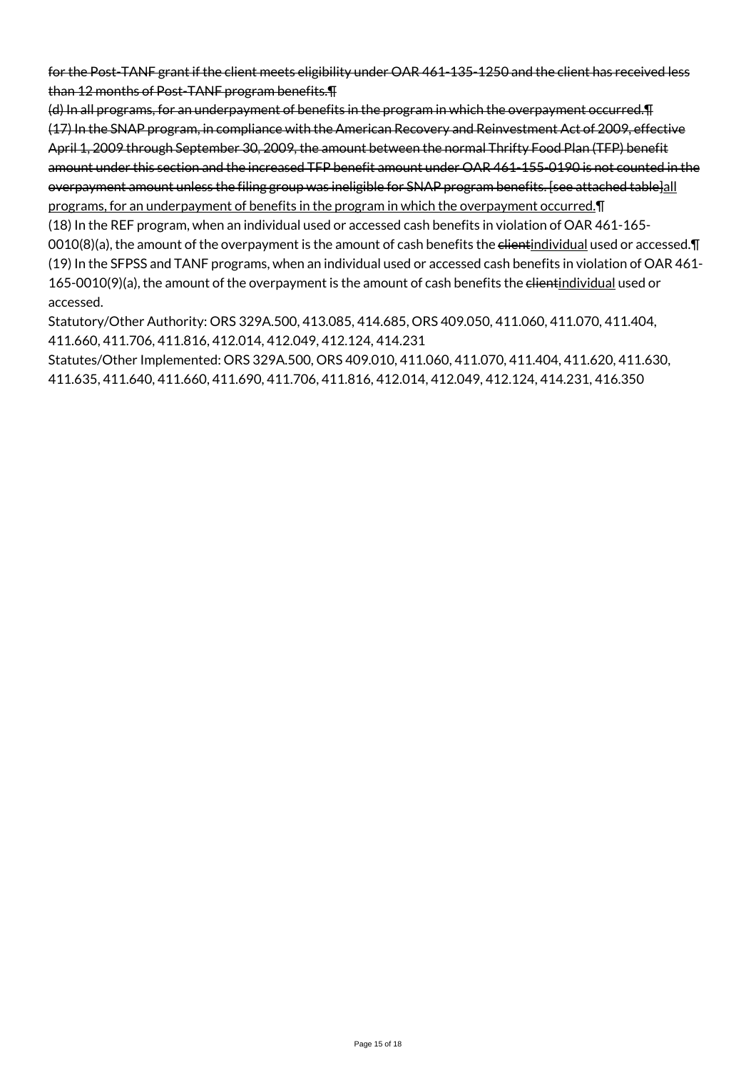~~for the Post-TANF grant if the client meets eligibility under OAR 461-135-1250 and the client has received less than 12 months of Post-TANF program benefits.¶~~
~~(d) In all programs, for an underpayment of benefits in the program in which the overpayment occurred.¶~~
~~(17) In the SNAP program, in compliance with the American Recovery and Reinvestment Act of 2009, effective April 1, 2009 through September 30, 2009, the amount between the normal Thrifty Food Plan (TFP) benefit amount under this section and the increased TFP benefit amount under OAR 461-155-0190 is not counted in the overpayment amount unless the filing group was ineligible for SNAP program benefits. [see attached table]~~<u>all programs, for an underpayment of benefits in the program in which the overpayment occurred.</u>¶
(18) In the REF program, when an individual used or accessed cash benefits in violation of OAR 461-165-0010(8)(a), the amount of the overpayment is the amount of cash benefits the ~~client~~<u>individual</u> used or accessed.¶
(19) In the SFPSS and TANF programs, when an individual used or accessed cash benefits in violation of OAR 461-165-0010(9)(a), the amount of the overpayment is the amount of cash benefits the ~~client~~<u>individual</u> used or accessed.

Statutory/Other Authority: ORS 329A.500, 413.085, 414.685, ORS 409.050, 411.060, 411.070, 411.404, 411.660, 411.706, 411.816, 412.014, 412.049, 412.124, 414.231

Statutes/Other Implemented: ORS 329A.500, ORS 409.010, 411.060, 411.070, 411.404, 411.620, 411.630, 411.635, 411.640, 411.660, 411.690, 411.706, 411.816, 412.014, 412.049, 412.124, 414.231, 416.350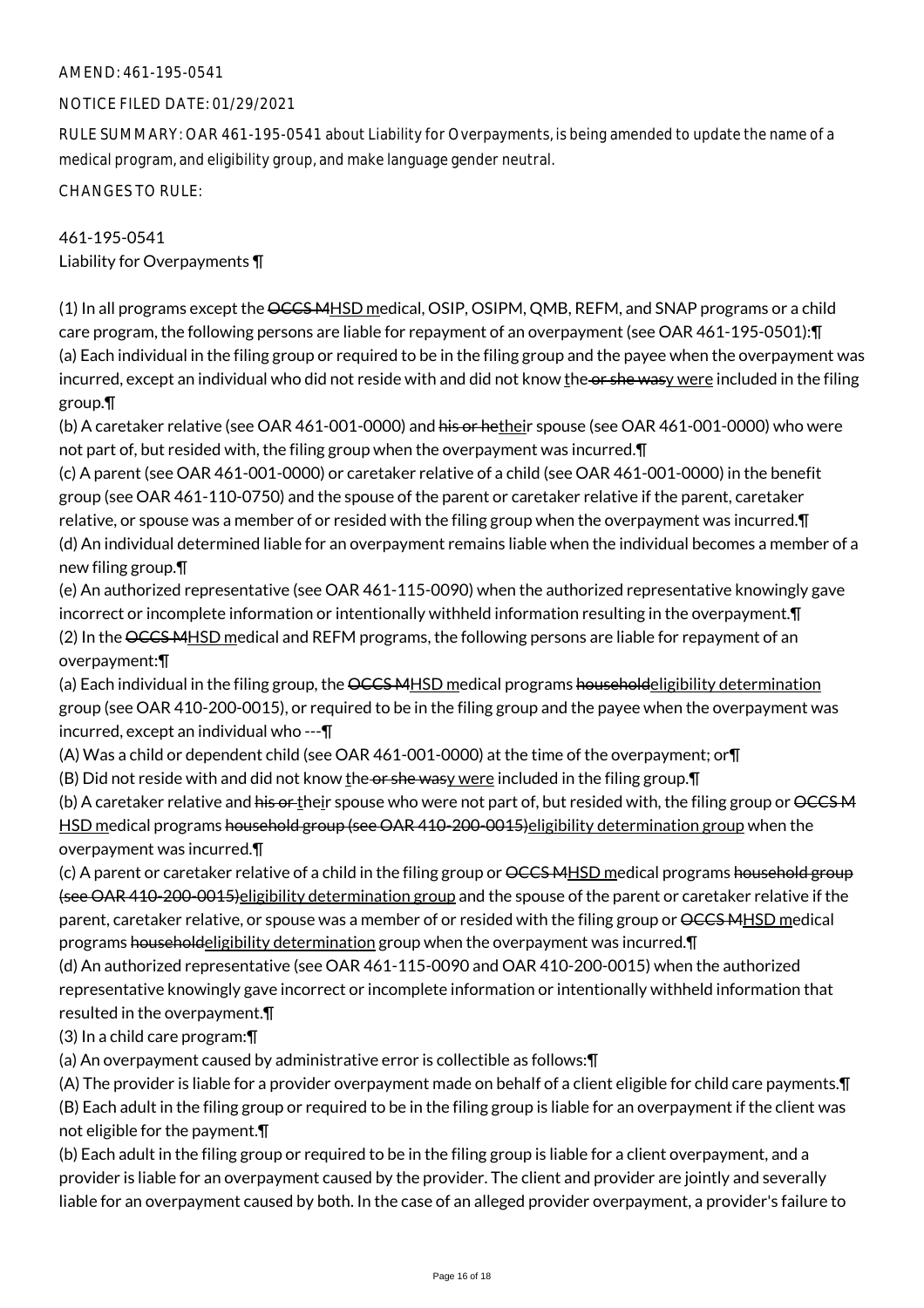AMEND: 461-195-0541

NOTICE FILED DATE: 01/29/2021

RULE SUMMARY: OAR 461-195-0541 about Liability for Overpayments, is being amended to update the name of a medical program, and eligibility group, and make language gender neutral.

CHANGES TO RULE:

461-195-0541
Liability for Overpayments ¶

(1) In all programs except the ~~OCCS M~~HSD medical, OSIP, OSIPM, QMB, REFM, and SNAP programs or a child care program, the following persons are liable for repayment of an overpayment (see OAR 461-195-0501):¶
(a) Each individual in the filing group or required to be in the filing group and the payee when the overpayment was incurred, except an individual who did not reside with and did not know the~~ or she was~~y were included in the filing group.¶
(b) A caretaker relative (see OAR 461-001-0000) and ~~his or he~~their spouse (see OAR 461-001-0000) who were not part of, but resided with, the filing group when the overpayment was incurred.¶
(c) A parent (see OAR 461-001-0000) or caretaker relative of a child (see OAR 461-001-0000) in the benefit group (see OAR 461-110-0750) and the spouse of the parent or caretaker relative if the parent, caretaker relative, or spouse was a member of or resided with the filing group when the overpayment was incurred.¶
(d) An individual determined liable for an overpayment remains liable when the individual becomes a member of a new filing group.¶
(e) An authorized representative (see OAR 461-115-0090) when the authorized representative knowingly gave incorrect or incomplete information or intentionally withheld information resulting in the overpayment.¶
(2) In the ~~OCCS M~~HSD medical and REFM programs, the following persons are liable for repayment of an overpayment:¶
(a) Each individual in the filing group, the ~~OCCS M~~HSD medical programs ~~household~~eligibility determination group (see OAR 410-200-0015), or required to be in the filing group and the payee when the overpayment was incurred, except an individual who ---¶
(A) Was a child or dependent child (see OAR 461-001-0000) at the time of the overpayment; or¶
(B) Did not reside with and did not know the~~ or she was~~y were included in the filing group.¶
(b) A caretaker relative and ~~his or~~ their spouse who were not part of, but resided with, the filing group or ~~OCCS M~~HSD medical programs ~~household group (see OAR 410-200-0015)~~eligibility determination group when the overpayment was incurred.¶
(c) A parent or caretaker relative of a child in the filing group or ~~OCCS M~~HSD medical programs ~~household group (see OAR 410-200-0015)~~eligibility determination group and the spouse of the parent or caretaker relative if the parent, caretaker relative, or spouse was a member of or resided with the filing group or ~~OCCS M~~HSD medical programs ~~household~~eligibility determination group when the overpayment was incurred.¶
(d) An authorized representative (see OAR 461-115-0090 and OAR 410-200-0015) when the authorized representative knowingly gave incorrect or incomplete information or intentionally withheld information that resulted in the overpayment.¶
(3) In a child care program:¶
(a) An overpayment caused by administrative error is collectible as follows:¶
(A) The provider is liable for a provider overpayment made on behalf of a client eligible for child care payments.¶
(B) Each adult in the filing group or required to be in the filing group is liable for an overpayment if the client was not eligible for the payment.¶
(b) Each adult in the filing group or required to be in the filing group is liable for a client overpayment, and a provider is liable for an overpayment caused by the provider. The client and provider are jointly and severally liable for an overpayment caused by both. In the case of an alleged provider overpayment, a provider's failure to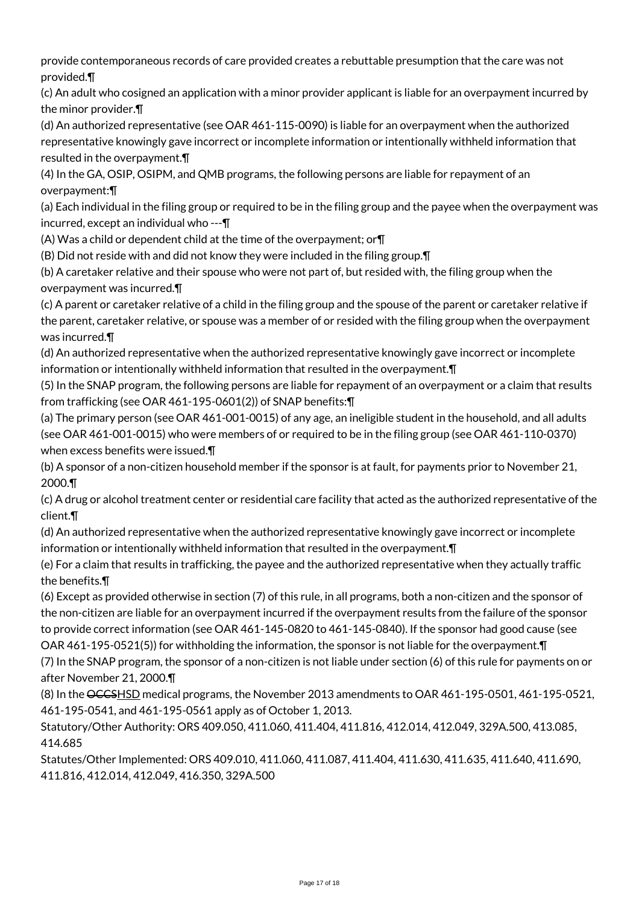provide contemporaneous records of care provided creates a rebuttable presumption that the care was not provided.¶

(c) An adult who cosigned an application with a minor provider applicant is liable for an overpayment incurred by the minor provider.¶

(d) An authorized representative (see OAR 461-115-0090) is liable for an overpayment when the authorized representative knowingly gave incorrect or incomplete information or intentionally withheld information that resulted in the overpayment.¶

(4) In the GA, OSIP, OSIPM, and QMB programs, the following persons are liable for repayment of an overpayment:¶

(a) Each individual in the filing group or required to be in the filing group and the payee when the overpayment was incurred, except an individual who ---¶

(A) Was a child or dependent child at the time of the overpayment; or¶

(B) Did not reside with and did not know they were included in the filing group.¶

(b) A caretaker relative and their spouse who were not part of, but resided with, the filing group when the overpayment was incurred.¶

(c) A parent or caretaker relative of a child in the filing group and the spouse of the parent or caretaker relative if the parent, caretaker relative, or spouse was a member of or resided with the filing group when the overpayment was incurred.¶

(d) An authorized representative when the authorized representative knowingly gave incorrect or incomplete information or intentionally withheld information that resulted in the overpayment.¶

(5) In the SNAP program, the following persons are liable for repayment of an overpayment or a claim that results from trafficking (see OAR 461-195-0601(2)) of SNAP benefits:¶

(a) The primary person (see OAR 461-001-0015) of any age, an ineligible student in the household, and all adults (see OAR 461-001-0015) who were members of or required to be in the filing group (see OAR 461-110-0370) when excess benefits were issued.¶

(b) A sponsor of a non-citizen household member if the sponsor is at fault, for payments prior to November 21, 2000.¶

(c) A drug or alcohol treatment center or residential care facility that acted as the authorized representative of the client.¶

(d) An authorized representative when the authorized representative knowingly gave incorrect or incomplete information or intentionally withheld information that resulted in the overpayment.¶

(e) For a claim that results in trafficking, the payee and the authorized representative when they actually traffic the benefits.¶

(6) Except as provided otherwise in section (7) of this rule, in all programs, both a non-citizen and the sponsor of the non-citizen are liable for an overpayment incurred if the overpayment results from the failure of the sponsor to provide correct information (see OAR 461-145-0820 to 461-145-0840). If the sponsor had good cause (see OAR 461-195-0521(5)) for withholding the information, the sponsor is not liable for the overpayment.¶

(7) In the SNAP program, the sponsor of a non-citizen is not liable under section (6) of this rule for payments on or after November 21, 2000.¶

(8) In the ~~OCCS~~HSD medical programs, the November 2013 amendments to OAR 461-195-0501, 461-195-0521, 461-195-0541, and 461-195-0561 apply as of October 1, 2013.

Statutory/Other Authority: ORS 409.050, 411.060, 411.404, 411.816, 412.014, 412.049, 329A.500, 413.085, 414.685

Statutes/Other Implemented: ORS 409.010, 411.060, 411.087, 411.404, 411.630, 411.635, 411.640, 411.690, 411.816, 412.014, 412.049, 416.350, 329A.500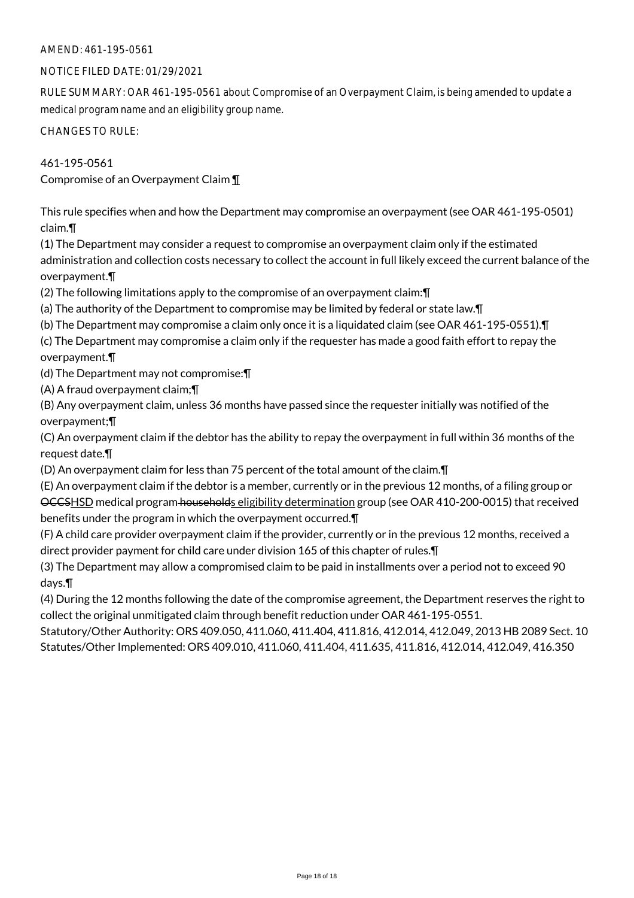AMEND: 461-195-0561

NOTICE FILED DATE: 01/29/2021

RULE SUMMARY: OAR 461-195-0561 about Compromise of an Overpayment Claim, is being amended to update a medical program name and an eligibility group name.

CHANGES TO RULE:

461-195-0561
Compromise of an Overpayment Claim ¶

This rule specifies when and how the Department may compromise an overpayment (see OAR 461-195-0501) claim.¶
(1) The Department may consider a request to compromise an overpayment claim only if the estimated administration and collection costs necessary to collect the account in full likely exceed the current balance of the overpayment.¶
(2) The following limitations apply to the compromise of an overpayment claim:¶
(a) The authority of the Department to compromise may be limited by federal or state law.¶
(b) The Department may compromise a claim only once it is a liquidated claim (see OAR 461-195-0551).¶
(c) The Department may compromise a claim only if the requester has made a good faith effort to repay the overpayment.¶
(d) The Department may not compromise:¶
(A) A fraud overpayment claim;¶
(B) Any overpayment claim, unless 36 months have passed since the requester initially was notified of the overpayment;¶
(C) An overpayment claim if the debtor has the ability to repay the overpayment in full within 36 months of the request date.¶
(D) An overpayment claim for less than 75 percent of the total amount of the claim.¶
(E) An overpayment claim if the debtor is a member, currently or in the previous 12 months, of a filing group or ~~OCCS~~HSD medical program ~~households~~s eligibility determination group (see OAR 410-200-0015) that received benefits under the program in which the overpayment occurred.¶
(F) A child care provider overpayment claim if the provider, currently or in the previous 12 months, received a direct provider payment for child care under division 165 of this chapter of rules.¶
(3) The Department may allow a compromised claim to be paid in installments over a period not to exceed 90 days.¶
(4) During the 12 months following the date of the compromise agreement, the Department reserves the right to collect the original unmitigated claim through benefit reduction under OAR 461-195-0551.
Statutory/Other Authority: ORS 409.050, 411.060, 411.404, 411.816, 412.014, 412.049, 2013 HB 2089 Sect. 10
Statutes/Other Implemented: ORS 409.010, 411.060, 411.404, 411.635, 411.816, 412.014, 412.049, 416.350